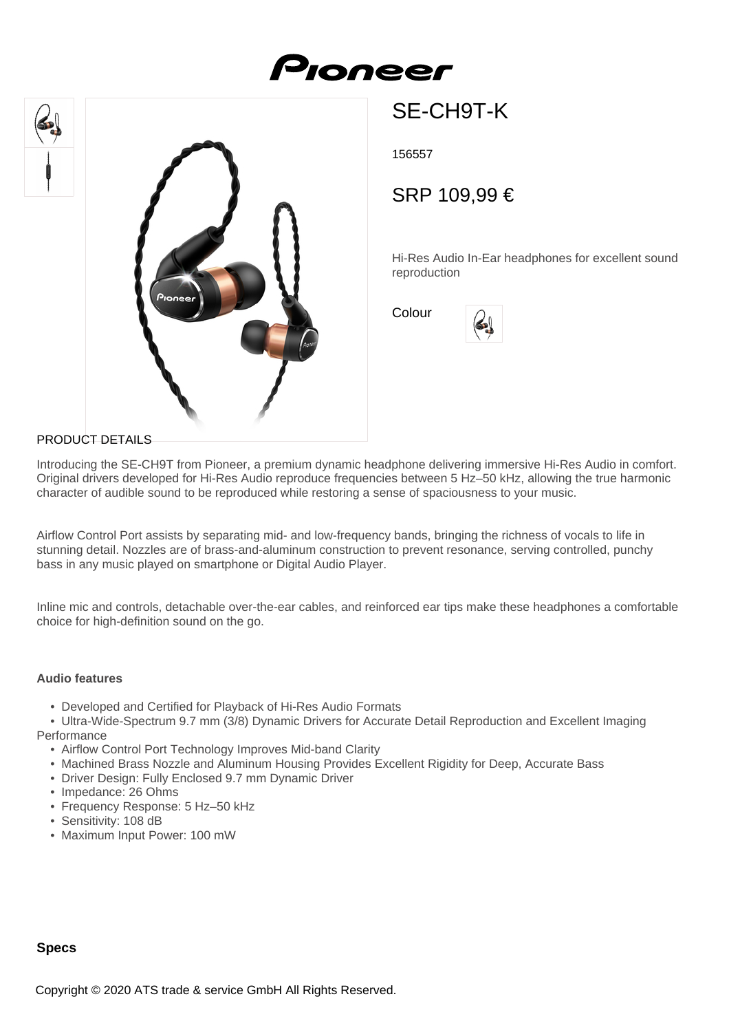# SE-CH9T-K

156557

SRP 109,99 €

Hi-Res Audio In-Ear headphones for excellent sound reproduction

Colour

PRODUCT DETAILS

Introducing the SE-CH9T from Pioneer, a premium dynamic headphone delivering immersive Hi-Res Audio in comfort. Original drivers developed for Hi-Res Audio reproduce frequencies between 5 Hz–50 kHz, allowing the true harmonic character of audible sound to be reproduced while restoring a sense of spaciousness to your music.

Airflow Control Port assists by separating mid- and low-frequency bands, bringing the richness of vocals to life in stunning detail. Nozzles are of brass-and-aluminum construction to prevent resonance, serving controlled, punchy bass in any music played on smartphone or Digital Audio Player.

Inline mic and controls, detachable over-the-ear cables, and reinforced ear tips make these headphones a comfortable choice for high-definition sound on the go.

**Audio features**

- Developed and Certified for Playback of Hi-Res Audio Formats
- Ultra-Wide-Spectrum 9.7 mm (3/8) Dynamic Drivers for Accurate Detail Reproduction and Excellent Imaging Performance
- Airflow Control Port Technology Improves Mid-band Clarity
- Machined Brass Nozzle and Aluminum Housing Provides Excellent Rigidity for Deep, Accurate Bass
- Driver Design: Fully Enclosed 9.7 mm Dynamic Driver
- Impedance: 26 Ohms
- Frequency Response: 5 Hz–50 kHz
- Sensitivity: 108 dB
- Maximum Input Power: 100 mW

**Specs**

Copyright © 2020 ATS trade & service GmbH All Rights Reserved.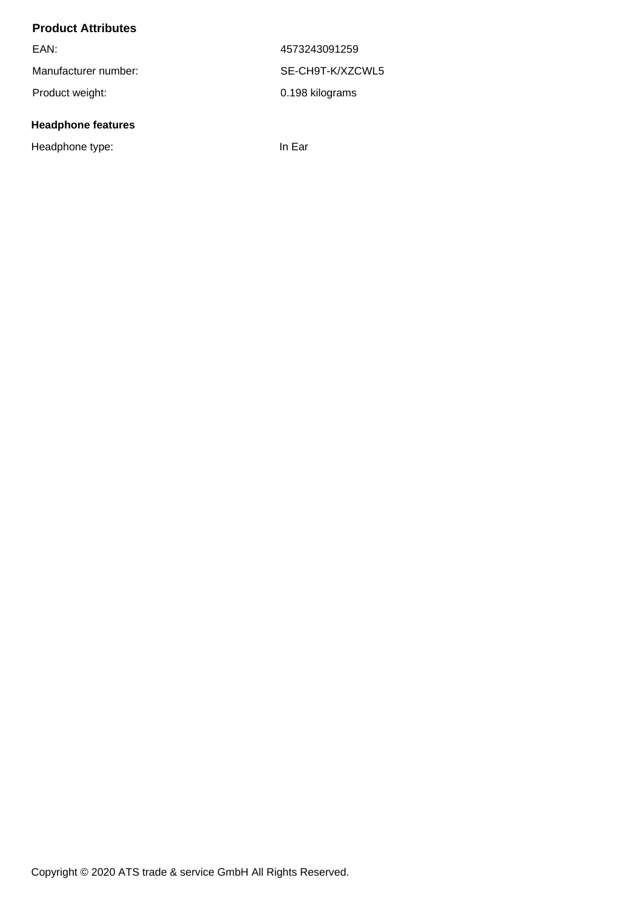## Product Attributes

| | |
|---|---|
| EAN: | 4573243091259 |
| Manufacturer number: | SE-CH9T-K/XZCWL5 |
| Product weight: | 0.198 kilograms |

## Headphone features

| | |
|---|---|
| Headphone type: | In Ear |

Copyright © 2020 ATS trade & service GmbH All Rights Reserved.